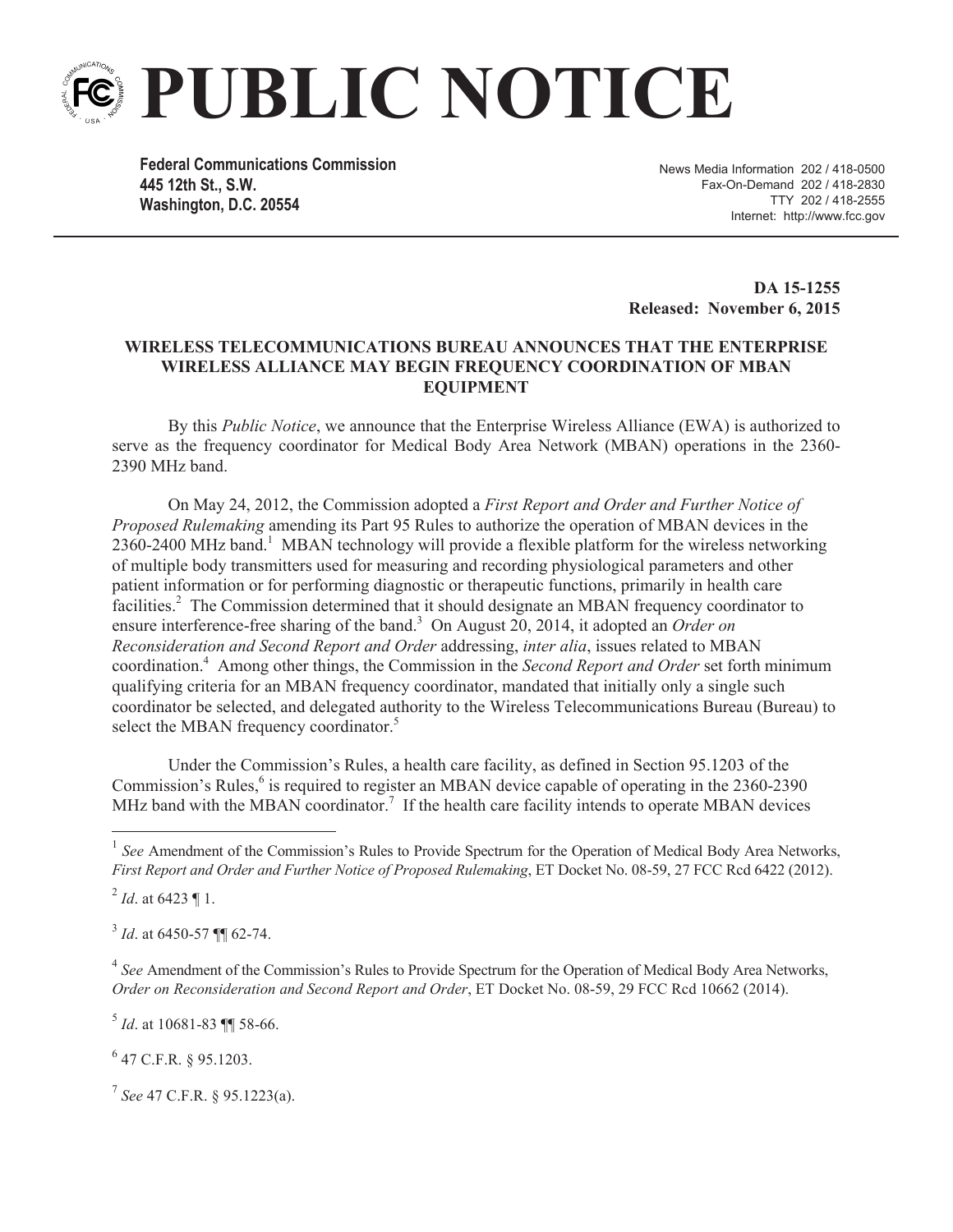# PUBLIC NOTICE

**Federal Communications Commission**
**445 12th St., S.W.**
**Washington, D.C. 20554**

News Media Information 202 / 418-0500
Fax-On-Demand 202 / 418-2830
TTY 202 / 418-2555
Internet: http://www.fcc.gov

**DA 15-1255**
**Released: November 6, 2015**

**WIRELESS TELECOMMUNICATIONS BUREAU ANNOUNCES THAT THE ENTERPRISE WIRELESS ALLIANCE MAY BEGIN FREQUENCY COORDINATION OF MBAN EQUIPMENT**

By this *Public Notice*, we announce that the Enterprise Wireless Alliance (EWA) is authorized to serve as the frequency coordinator for Medical Body Area Network (MBAN) operations in the 2360-2390 MHz band.

On May 24, 2012, the Commission adopted a *First Report and Order and Further Notice of Proposed Rulemaking* amending its Part 95 Rules to authorize the operation of MBAN devices in the 2360-2400 MHz band.[1] MBAN technology will provide a flexible platform for the wireless networking of multiple body transmitters used for measuring and recording physiological parameters and other patient information or for performing diagnostic or therapeutic functions, primarily in health care facilities.[2] The Commission determined that it should designate an MBAN frequency coordinator to ensure interference-free sharing of the band.[3] On August 20, 2014, it adopted an *Order on Reconsideration and Second Report and Order* addressing, *inter alia*, issues related to MBAN coordination.[4] Among other things, the Commission in the *Second Report and Order* set forth minimum qualifying criteria for an MBAN frequency coordinator, mandated that initially only a single such coordinator be selected, and delegated authority to the Wireless Telecommunications Bureau (Bureau) to select the MBAN frequency coordinator.[5]

Under the Commission's Rules, a health care facility, as defined in Section 95.1203 of the Commission's Rules,[6] is required to register an MBAN device capable of operating in the 2360-2390 MHz band with the MBAN coordinator.[7] If the health care facility intends to operate MBAN devices

---

[1] *See* Amendment of the Commission's Rules to Provide Spectrum for the Operation of Medical Body Area Networks, *First Report and Order and Further Notice of Proposed Rulemaking*, ET Docket No. 08-59, 27 FCC Rcd 6422 (2012).

[2] *Id*. at 6423 ¶ 1.

[3] *Id*. at 6450-57 ¶¶ 62-74.

[4] *See* Amendment of the Commission's Rules to Provide Spectrum for the Operation of Medical Body Area Networks, *Order on Reconsideration and Second Report and Order*, ET Docket No. 08-59, 29 FCC Rcd 10662 (2014).

[5] *Id*. at 10681-83 ¶¶ 58-66.

[6] 47 C.F.R. § 95.1203.

[7] *See* 47 C.F.R. § 95.1223(a).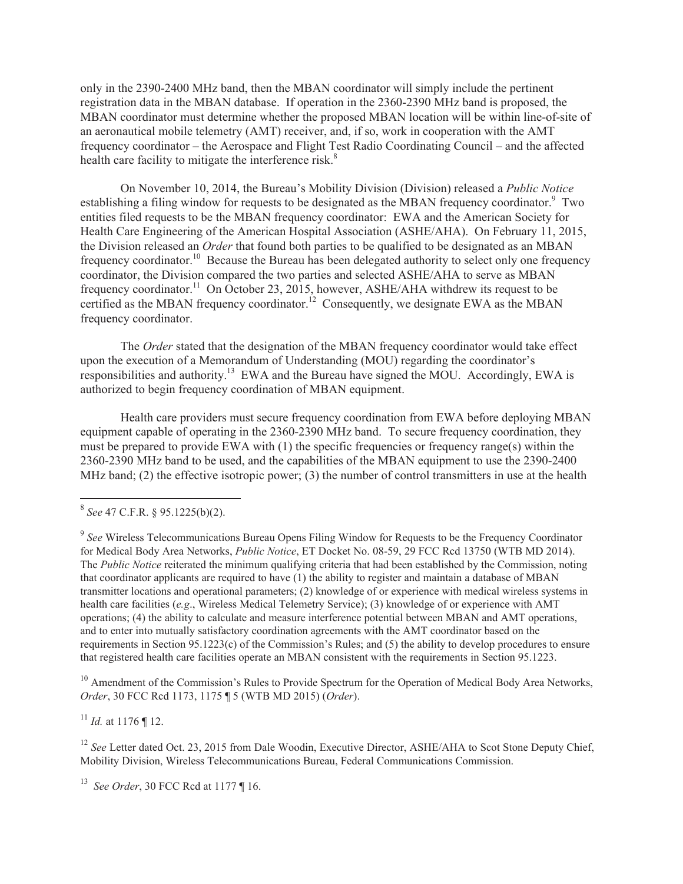only in the 2390-2400 MHz band, then the MBAN coordinator will simply include the pertinent registration data in the MBAN database. If operation in the 2360-2390 MHz band is proposed, the MBAN coordinator must determine whether the proposed MBAN location will be within line-of-site of an aeronautical mobile telemetry (AMT) receiver, and, if so, work in cooperation with the AMT frequency coordinator – the Aerospace and Flight Test Radio Coordinating Council – and the affected health care facility to mitigate the interference risk.[8]

On November 10, 2014, the Bureau's Mobility Division (Division) released a *Public Notice* establishing a filing window for requests to be designated as the MBAN frequency coordinator.[9] Two entities filed requests to be the MBAN frequency coordinator: EWA and the American Society for Health Care Engineering of the American Hospital Association (ASHE/AHA). On February 11, 2015, the Division released an *Order* that found both parties to be qualified to be designated as an MBAN frequency coordinator.[10] Because the Bureau has been delegated authority to select only one frequency coordinator, the Division compared the two parties and selected ASHE/AHA to serve as MBAN frequency coordinator.[11] On October 23, 2015, however, ASHE/AHA withdrew its request to be certified as the MBAN frequency coordinator.[12] Consequently, we designate EWA as the MBAN frequency coordinator.

The *Order* stated that the designation of the MBAN frequency coordinator would take effect upon the execution of a Memorandum of Understanding (MOU) regarding the coordinator's responsibilities and authority.[13] EWA and the Bureau have signed the MOU. Accordingly, EWA is authorized to begin frequency coordination of MBAN equipment.

Health care providers must secure frequency coordination from EWA before deploying MBAN equipment capable of operating in the 2360-2390 MHz band. To secure frequency coordination, they must be prepared to provide EWA with (1) the specific frequencies or frequency range(s) within the 2360-2390 MHz band to be used, and the capabilities of the MBAN equipment to use the 2390-2400 MHz band; (2) the effective isotropic power; (3) the number of control transmitters in use at the health

---

[8] *See* 47 C.F.R. § 95.1225(b)(2).

[9] *See* Wireless Telecommunications Bureau Opens Filing Window for Requests to be the Frequency Coordinator for Medical Body Area Networks, *Public Notice*, ET Docket No. 08-59, 29 FCC Rcd 13750 (WTB MD 2014). The *Public Notice* reiterated the minimum qualifying criteria that had been established by the Commission, noting that coordinator applicants are required to have (1) the ability to register and maintain a database of MBAN transmitter locations and operational parameters; (2) knowledge of or experience with medical wireless systems in health care facilities (*e.g*., Wireless Medical Telemetry Service); (3) knowledge of or experience with AMT operations; (4) the ability to calculate and measure interference potential between MBAN and AMT operations, and to enter into mutually satisfactory coordination agreements with the AMT coordinator based on the requirements in Section 95.1223(c) of the Commission's Rules; and (5) the ability to develop procedures to ensure that registered health care facilities operate an MBAN consistent with the requirements in Section 95.1223.

[10] Amendment of the Commission's Rules to Provide Spectrum for the Operation of Medical Body Area Networks, *Order*, 30 FCC Rcd 1173, 1175 ¶ 5 (WTB MD 2015) (*Order*).

[11] *Id.* at 1176 ¶ 12.

[12] *See* Letter dated Oct. 23, 2015 from Dale Woodin, Executive Director, ASHE/AHA to Scot Stone Deputy Chief, Mobility Division, Wireless Telecommunications Bureau, Federal Communications Commission.

[13] *See Order*, 30 FCC Rcd at 1177 ¶ 16.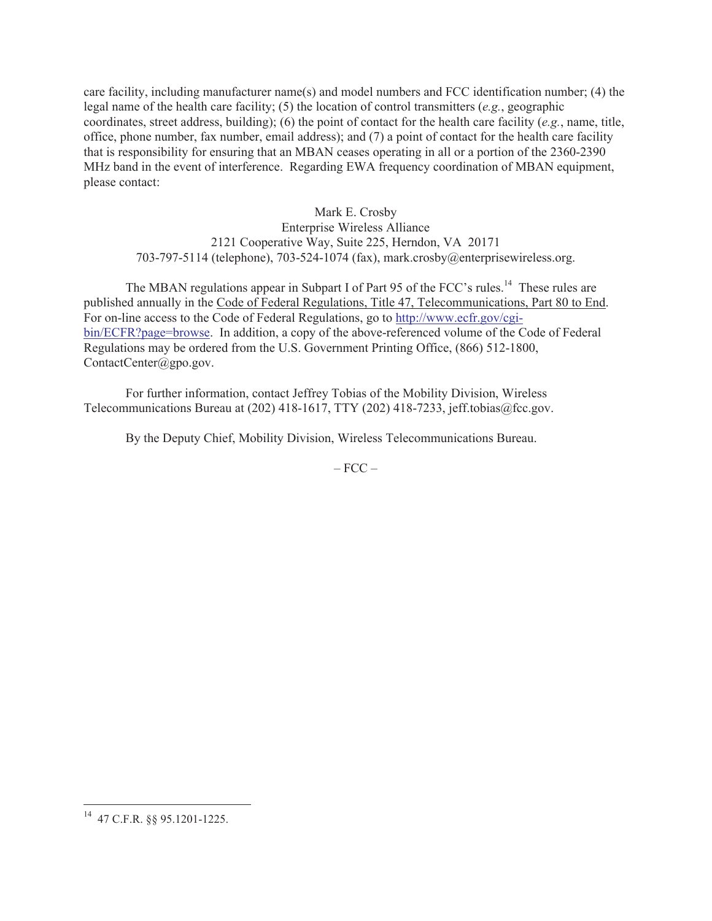care facility, including manufacturer name(s) and model numbers and FCC identification number; (4) the legal name of the health care facility; (5) the location of control transmitters (*e.g.*, geographic coordinates, street address, building); (6) the point of contact for the health care facility (*e.g.*, name, title, office, phone number, fax number, email address); and (7) a point of contact for the health care facility that is responsibility for ensuring that an MBAN ceases operating in all or a portion of the 2360-2390 MHz band in the event of interference. Regarding EWA frequency coordination of MBAN equipment, please contact:

Mark E. Crosby
Enterprise Wireless Alliance
2121 Cooperative Way, Suite 225, Herndon, VA 20171
703-797-5114 (telephone), 703-524-1074 (fax), mark.crosby@enterprisewireless.org.

The MBAN regulations appear in Subpart I of Part 95 of the FCC's rules.[14] These rules are published annually in the Code of Federal Regulations, Title 47, Telecommunications, Part 80 to End. For on-line access to the Code of Federal Regulations, go to http://www.ecfr.gov/cgi-bin/ECFR?page=browse. In addition, a copy of the above-referenced volume of the Code of Federal Regulations may be ordered from the U.S. Government Printing Office, (866) 512-1800, ContactCenter@gpo.gov.

For further information, contact Jeffrey Tobias of the Mobility Division, Wireless Telecommunications Bureau at (202) 418-1617, TTY (202) 418-7233, jeff.tobias@fcc.gov.

By the Deputy Chief, Mobility Division, Wireless Telecommunications Bureau.

– FCC –

---

[14] 47 C.F.R. §§ 95.1201-1225.